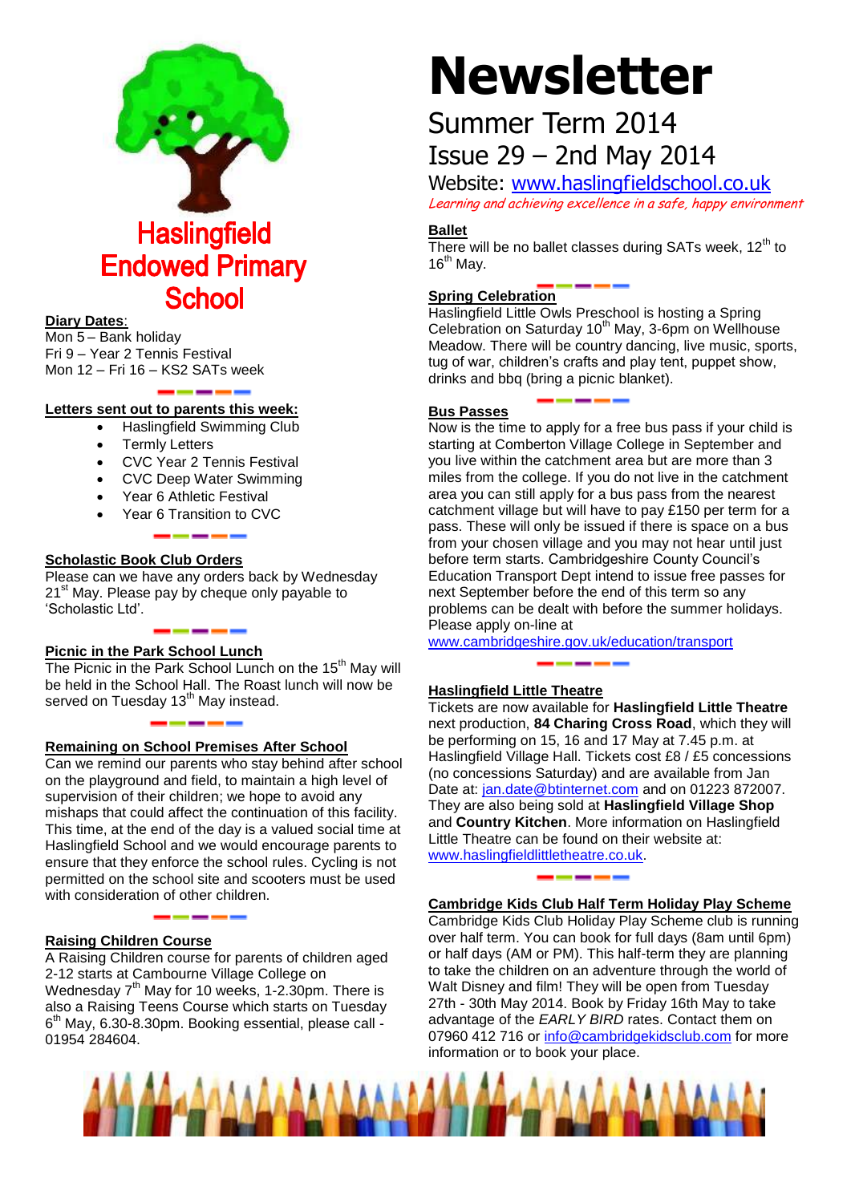# Haslingfield Endowed Primary School

# Newsletter

## Summer Term 2014

## Issue 29 – 2nd May 2014

Website: www.haslingfieldschool.co.uk

*Learning and achieving excellence in a safe, happy environment*

**Diary Dates**:

Mon 5 – Bank holiday
Fri 9 – Year 2 Tennis Festival
Mon 12 – Fri 16 – KS2 SATs week

**Letters sent out to parents this week:**

- Haslingfield Swimming Club
- Termly Letters
- CVC Year 2 Tennis Festival
- CVC Deep Water Swimming
- Year 6 Athletic Festival
- Year 6 Transition to CVC

**Scholastic Book Club Orders**

Please can we have any orders back by Wednesday 21st May. Please pay by cheque only payable to 'Scholastic Ltd'.

**Picnic in the Park School Lunch**

The Picnic in the Park School Lunch on the 15th May will be held in the School Hall. The Roast lunch will now be served on Tuesday 13th May instead.

**Remaining on School Premises After School**

Can we remind our parents who stay behind after school on the playground and field, to maintain a high level of supervision of their children; we hope to avoid any mishaps that could affect the continuation of this facility. This time, at the end of the day is a valued social time at Haslingfield School and we would encourage parents to ensure that they enforce the school rules. Cycling is not permitted on the school site and scooters must be used with consideration of other children.

**Raising Children Course**

A Raising Children course for parents of children aged 2-12 starts at Cambourne Village College on Wednesday 7th May for 10 weeks, 1-2.30pm. There is also a Raising Teens Course which starts on Tuesday 6th May, 6.30-8.30pm. Booking essential, please call - 01954 284604.

**Ballet**

There will be no ballet classes during SATs week, 12th to 16th May.

**Spring Celebration**

Haslingfield Little Owls Preschool is hosting a Spring Celebration on Saturday 10th May, 3-6pm on Wellhouse Meadow. There will be country dancing, live music, sports, tug of war, children's crafts and play tent, puppet show, drinks and bbq (bring a picnic blanket).

**Bus Passes**

Now is the time to apply for a free bus pass if your child is starting at Comberton Village College in September and you live within the catchment area but are more than 3 miles from the college. If you do not live in the catchment area you can still apply for a bus pass from the nearest catchment village but will have to pay £150 per term for a pass. These will only be issued if there is space on a bus from your chosen village and you may not hear until just before term starts. Cambridgeshire County Council's Education Transport Dept intend to issue free passes for next September before the end of this term so any problems can be dealt with before the summer holidays. Please apply on-line at www.cambridgeshire.gov.uk/education/transport

**Haslingfield Little Theatre**

Tickets are now available for **Haslingfield Little Theatre** next production, **84 Charing Cross Road**, which they will be performing on 15, 16 and 17 May at 7.45 p.m. at Haslingfield Village Hall. Tickets cost £8 / £5 concessions (no concessions Saturday) and are available from Jan Date at: jan.date@btinternet.com and on 01223 872007. They are also being sold at **Haslingfield Village Shop** and **Country Kitchen**. More information on Haslingfield Little Theatre can be found on their website at: www.haslingfieldlittletheatre.co.uk.

**Cambridge Kids Club Half Term Holiday Play Scheme**

Cambridge Kids Club Holiday Play Scheme club is running over half term. You can book for full days (8am until 6pm) or half days (AM or PM). This half-term they are planning to take the children on an adventure through the world of Walt Disney and film! They will be open from Tuesday 27th - 30th May 2014. Book by Friday 16th May to take advantage of the *EARLY BIRD* rates. Contact them on 07960 412 716 or info@cambridgekidsclub.com for more information or to book your place.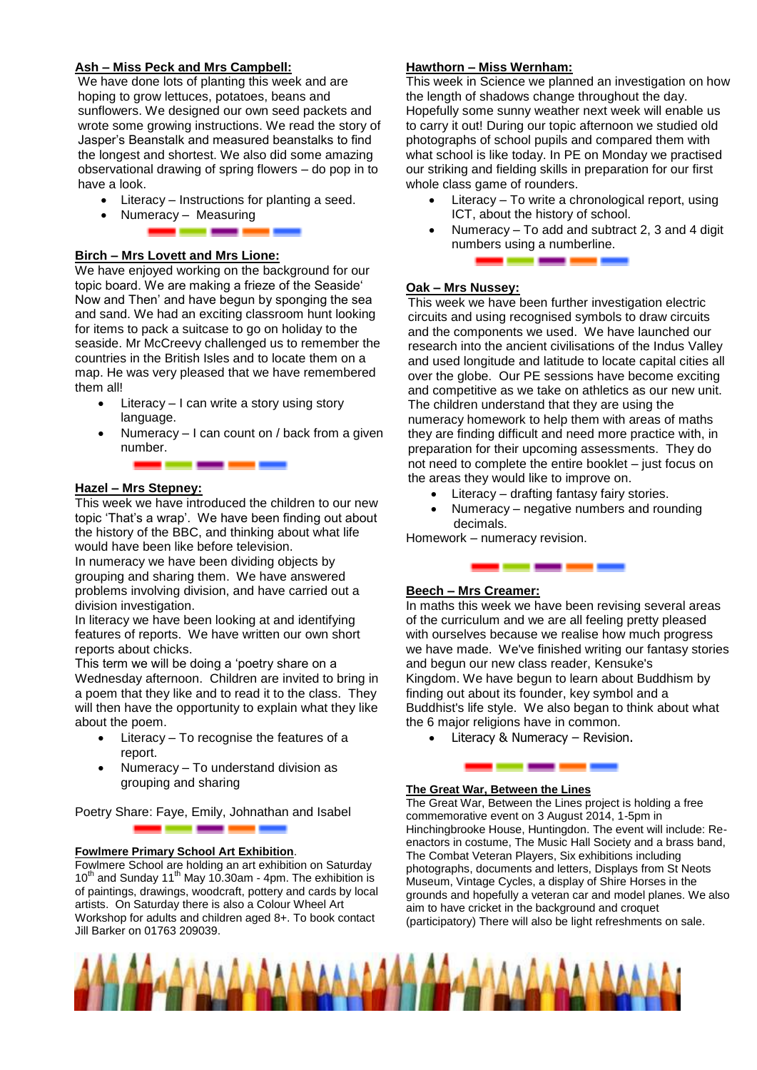## Ash – Miss Peck and Mrs Campbell:

We have done lots of planting this week and are hoping to grow lettuces, potatoes, beans and sunflowers. We designed our own seed packets and wrote some growing instructions. We read the story of Jasper's Beanstalk and measured beanstalks to find the longest and shortest. We also did some amazing observational drawing of spring flowers – do pop in to have a look.

- Literacy – Instructions for planting a seed.
- Numeracy – Measuring

## Birch – Mrs Lovett and Mrs Lione:

We have enjoyed working on the background for our topic board. We are making a frieze of the Seaside' Now and Then' and have begun by sponging the sea and sand. We had an exciting classroom hunt looking for items to pack a suitcase to go on holiday to the seaside. Mr McCreevy challenged us to remember the countries in the British Isles and to locate them on a map. He was very pleased that we have remembered them all!

- Literacy – I can write a story using story language.
- Numeracy – I can count on / back from a given number.

## Hazel – Mrs Stepney:

This week we have introduced the children to our new topic 'That's a wrap'. We have been finding out about the history of the BBC, and thinking about what life would have been like before television.

In numeracy we have been dividing objects by grouping and sharing them. We have answered problems involving division, and have carried out a division investigation.

In literacy we have been looking at and identifying features of reports. We have written our own short reports about chicks.

This term we will be doing a 'poetry share on a Wednesday afternoon. Children are invited to bring in a poem that they like and to read it to the class. They will then have the opportunity to explain what they like about the poem.

- Literacy – To recognise the features of a report.
- Numeracy – To understand division as grouping and sharing

Poetry Share: Faye, Emily, Johnathan and Isabel

## Fowlmere Primary School Art Exhibition.

Fowlmere School are holding an art exhibition on Saturday 10th and Sunday 11th May 10.30am - 4pm. The exhibition is of paintings, drawings, woodcraft, pottery and cards by local artists. On Saturday there is also a Colour Wheel Art Workshop for adults and children aged 8+. To book contact Jill Barker on 01763 209039.

## Hawthorn – Miss Wernham:

This week in Science we planned an investigation on how the length of shadows change throughout the day. Hopefully some sunny weather next week will enable us to carry it out! During our topic afternoon we studied old photographs of school pupils and compared them with what school is like today. In PE on Monday we practised our striking and fielding skills in preparation for our first whole class game of rounders.

- Literacy – To write a chronological report, using ICT, about the history of school.
- Numeracy – To add and subtract 2, 3 and 4 digit numbers using a numberline.

## Oak – Mrs Nussey:

This week we have been further investigation electric circuits and using recognised symbols to draw circuits and the components we used. We have launched our research into the ancient civilisations of the Indus Valley and used longitude and latitude to locate capital cities all over the globe. Our PE sessions have become exciting and competitive as we take on athletics as our new unit. The children understand that they are using the numeracy homework to help them with areas of maths they are finding difficult and need more practice with, in preparation for their upcoming assessments. They do not need to complete the entire booklet – just focus on the areas they would like to improve on.

- Literacy – drafting fantasy fairy stories.
- Numeracy – negative numbers and rounding decimals.

Homework – numeracy revision.

## Beech – Mrs Creamer:

In maths this week we have been revising several areas of the curriculum and we are all feeling pretty pleased with ourselves because we realise how much progress we have made. We've finished writing our fantasy stories and begun our new class reader, Kensuke's Kingdom. We have begun to learn about Buddhism by finding out about its founder, key symbol and a Buddhist's life style. We also began to think about what the 6 major religions have in common.

- Literacy & Numeracy – Revision.

## The Great War, Between the Lines

The Great War, Between the Lines project is holding a free commemorative event on 3 August 2014, 1-5pm in Hinchingbrooke House, Huntingdon. The event will include: Re-enactors in costume, The Music Hall Society and a brass band, The Combat Veteran Players, Six exhibitions including photographs, documents and letters, Displays from St Neots Museum, Vintage Cycles, a display of Shire Horses in the grounds and hopefully a veteran car and model planes. We also aim to have cricket in the background and croquet (participatory) There will also be light refreshments on sale.